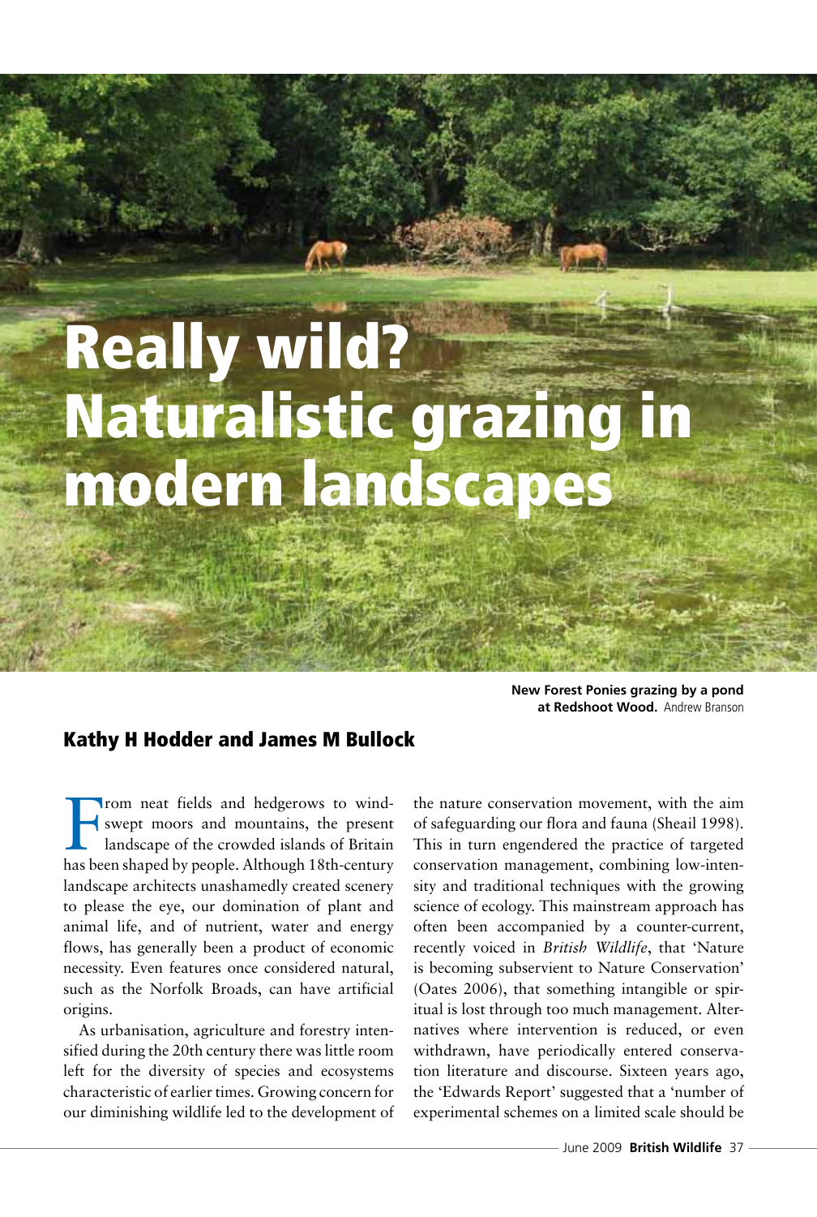# Really wild? Naturalistic grazing in modern landscapes

**New Forest Ponies grazing by a pond at Redshoot Wood.** Andrew Branson

## Kathy H Hodder and James M Bullock

From neat fields and hedgerows to wind-swept moors and mountains, the present landscape of the crowded islands of Britain has been shaped by people. Although 18th-century landscape architects unashamedly created scenery to please the eye, our domination of plant and animal life, and of nutrient, water and energy flows, has generally been a product of economic necessity. Even features once considered natural, such as the Norfolk Broads, can have artificial origins.

As urbanisation, agriculture and forestry intensified during the 20th century there was little room left for the diversity of species and ecosystems characteristic of earlier times. Growing concern for our diminishing wildlife led to the development of the nature conservation movement, with the aim of safeguarding our flora and fauna (Sheail 1998). This in turn engendered the practice of targeted conservation management, combining low-intensity and traditional techniques with the growing science of ecology. This mainstream approach has often been accompanied by a counter-current, recently voiced in *British Wildlife*, that 'Nature is becoming subservient to Nature Conservation' (Oates 2006), that something intangible or spiritual is lost through too much management. Alternatives where intervention is reduced, or even withdrawn, have periodically entered conservation literature and discourse. Sixteen years ago, the 'Edwards Report' suggested that a 'number of experimental schemes on a limited scale should be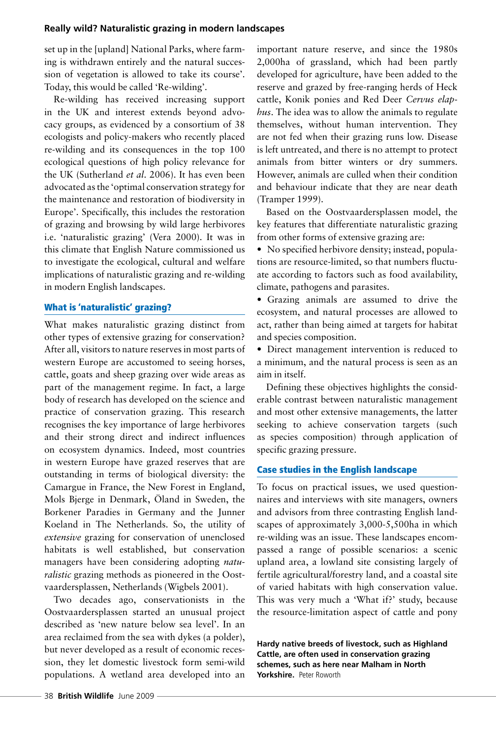set up in the [upland] National Parks, where farming is withdrawn entirely and the natural succession of vegetation is allowed to take its course'. Today, this would be called 'Re-wilding'.

Re-wilding has received increasing support in the UK and interest extends beyond advocacy groups, as evidenced by a consortium of 38 ecologists and policy-makers who recently placed re-wilding and its consequences in the top 100 ecological questions of high policy relevance for the UK (Sutherland *et al.* 2006). It has even been advocated as the 'optimal conservation strategy for the maintenance and restoration of biodiversity in Europe'. Specifically, this includes the restoration of grazing and browsing by wild large herbivores i.e. 'naturalistic grazing' (Vera 2000). It was in this climate that English Nature commissioned us to investigate the ecological, cultural and welfare implications of naturalistic grazing and re-wilding in modern English landscapes.

## What is 'naturalistic' grazing?

What makes naturalistic grazing distinct from other types of extensive grazing for conservation? After all, visitors to nature reserves in most parts of western Europe are accustomed to seeing horses, cattle, goats and sheep grazing over wide areas as part of the management regime. In fact, a large body of research has developed on the science and practice of conservation grazing. This research recognises the key importance of large herbivores and their strong direct and indirect influences on ecosystem dynamics. Indeed, most countries in western Europe have grazed reserves that are outstanding in terms of biological diversity: the Camargue in France, the New Forest in England, Mols Bjerge in Denmark, Öland in Sweden, the Borkener Paradies in Germany and the Junner Koeland in The Netherlands. So, the utility of *extensive* grazing for conservation of unenclosed habitats is well established, but conservation managers have been considering adopting *naturalistic* grazing methods as pioneered in the Oostvaardersplassen, Netherlands (Wigbels 2001).

Two decades ago, conservationists in the Oostvaardersplassen started an unusual project described as 'new nature below sea level'. In an area reclaimed from the sea with dykes (a polder), but never developed as a result of economic recession, they let domestic livestock form semi-wild populations. A wetland area developed into an important nature reserve, and since the 1980s 2,000ha of grassland, which had been partly developed for agriculture, have been added to the reserve and grazed by free-ranging herds of Heck cattle, Konik ponies and Red Deer *Cervus elaphus*. The idea was to allow the animals to regulate themselves, without human intervention. They are not fed when their grazing runs low. Disease is left untreated, and there is no attempt to protect animals from bitter winters or dry summers. However, animals are culled when their condition and behaviour indicate that they are near death (Tramper 1999).

Based on the Oostvaardersplassen model, the key features that differentiate naturalistic grazing from other forms of extensive grazing are:

- No specified herbivore density; instead, populations are resource-limited, so that numbers fluctuate according to factors such as food availability, climate, pathogens and parasites.
- Grazing animals are assumed to drive the ecosystem, and natural processes are allowed to act, rather than being aimed at targets for habitat and species composition.
- Direct management intervention is reduced to a minimum, and the natural process is seen as an aim in itself.

Defining these objectives highlights the considerable contrast between naturalistic management and most other extensive managements, the latter seeking to achieve conservation targets (such as species composition) through application of specific grazing pressure.

## Case studies in the English landscape

To focus on practical issues, we used questionnaires and interviews with site managers, owners and advisors from three contrasting English landscapes of approximately 3,000-5,500ha in which re-wilding was an issue. These landscapes encompassed a range of possible scenarios: a scenic upland area, a lowland site consisting largely of fertile agricultural/forestry land, and a coastal site of varied habitats with high conservation value. This was very much a 'What if?' study, because the resource-limitation aspect of cattle and pony

**Hardy native breeds of livestock, such as Highland Cattle, are often used in conservation grazing schemes, such as here near Malham in North Yorkshire.** Peter Roworth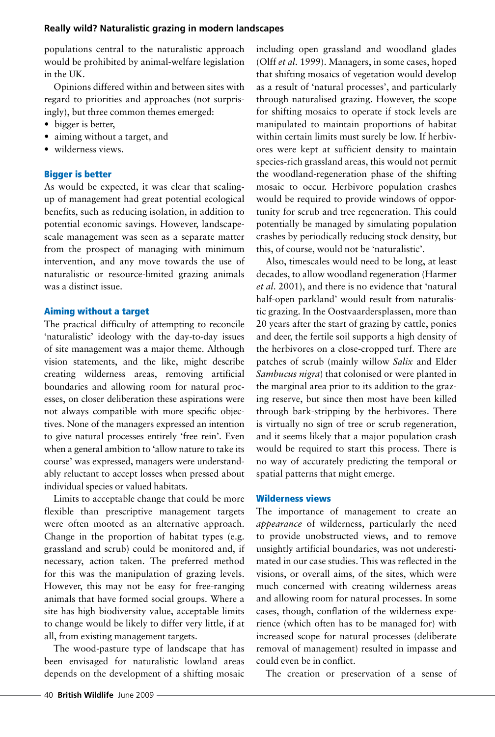populations central to the naturalistic approach would be prohibited by animal-welfare legislation in the UK.

Opinions differed within and between sites with regard to priorities and approaches (not surprisingly), but three common themes emerged:

- bigger is better,
- aiming without a target, and
- wilderness views.

## Bigger is better

As would be expected, it was clear that scaling-up of management had great potential ecological benefits, such as reducing isolation, in addition to potential economic savings. However, landscape-scale management was seen as a separate matter from the prospect of managing with minimum intervention, and any move towards the use of naturalistic or resource-limited grazing animals was a distinct issue.

## Aiming without a target

The practical difficulty of attempting to reconcile 'naturalistic' ideology with the day-to-day issues of site management was a major theme. Although vision statements, and the like, might describe creating wilderness areas, removing artificial boundaries and allowing room for natural processes, on closer deliberation these aspirations were not always compatible with more specific objectives. None of the managers expressed an intention to give natural processes entirely 'free rein'. Even when a general ambition to 'allow nature to take its course' was expressed, managers were understandably reluctant to accept losses when pressed about individual species or valued habitats.

Limits to acceptable change that could be more flexible than prescriptive management targets were often mooted as an alternative approach. Change in the proportion of habitat types (e.g. grassland and scrub) could be monitored and, if necessary, action taken. The preferred method for this was the manipulation of grazing levels. However, this may not be easy for free-ranging animals that have formed social groups. Where a site has high biodiversity value, acceptable limits to change would be likely to differ very little, if at all, from existing management targets.

The wood-pasture type of landscape that has been envisaged for naturalistic lowland areas depends on the development of a shifting mosaic including open grassland and woodland glades (Olff *et al.* 1999). Managers, in some cases, hoped that shifting mosaics of vegetation would develop as a result of 'natural processes', and particularly through naturalised grazing. However, the scope for shifting mosaics to operate if stock levels are manipulated to maintain proportions of habitat within certain limits must surely be low. If herbivores were kept at sufficient density to maintain species-rich grassland areas, this would not permit the woodland-regeneration phase of the shifting mosaic to occur. Herbivore population crashes would be required to provide windows of opportunity for scrub and tree regeneration. This could potentially be managed by simulating population crashes by periodically reducing stock density, but this, of course, would not be 'naturalistic'.

Also, timescales would need to be long, at least decades, to allow woodland regeneration (Harmer *et al.* 2001), and there is no evidence that 'natural half-open parkland' would result from naturalistic grazing. In the Oostvaardersplassen, more than 20 years after the start of grazing by cattle, ponies and deer, the fertile soil supports a high density of the herbivores on a close-cropped turf. There are patches of scrub (mainly willow *Salix* and Elder *Sambucus nigra*) that colonised or were planted in the marginal area prior to its addition to the grazing reserve, but since then most have been killed through bark-stripping by the herbivores. There is virtually no sign of tree or scrub regeneration, and it seems likely that a major population crash would be required to start this process. There is no way of accurately predicting the temporal or spatial patterns that might emerge.

## Wilderness views

The importance of management to create an *appearance* of wilderness, particularly the need to provide unobstructed views, and to remove unsightly artificial boundaries, was not underestimated in our case studies. This was reflected in the visions, or overall aims, of the sites, which were much concerned with creating wilderness areas and allowing room for natural processes. In some cases, though, conflation of the wilderness experience (which often has to be managed for) with increased scope for natural processes (deliberate removal of management) resulted in impasse and could even be in conflict.

The creation or preservation of a sense of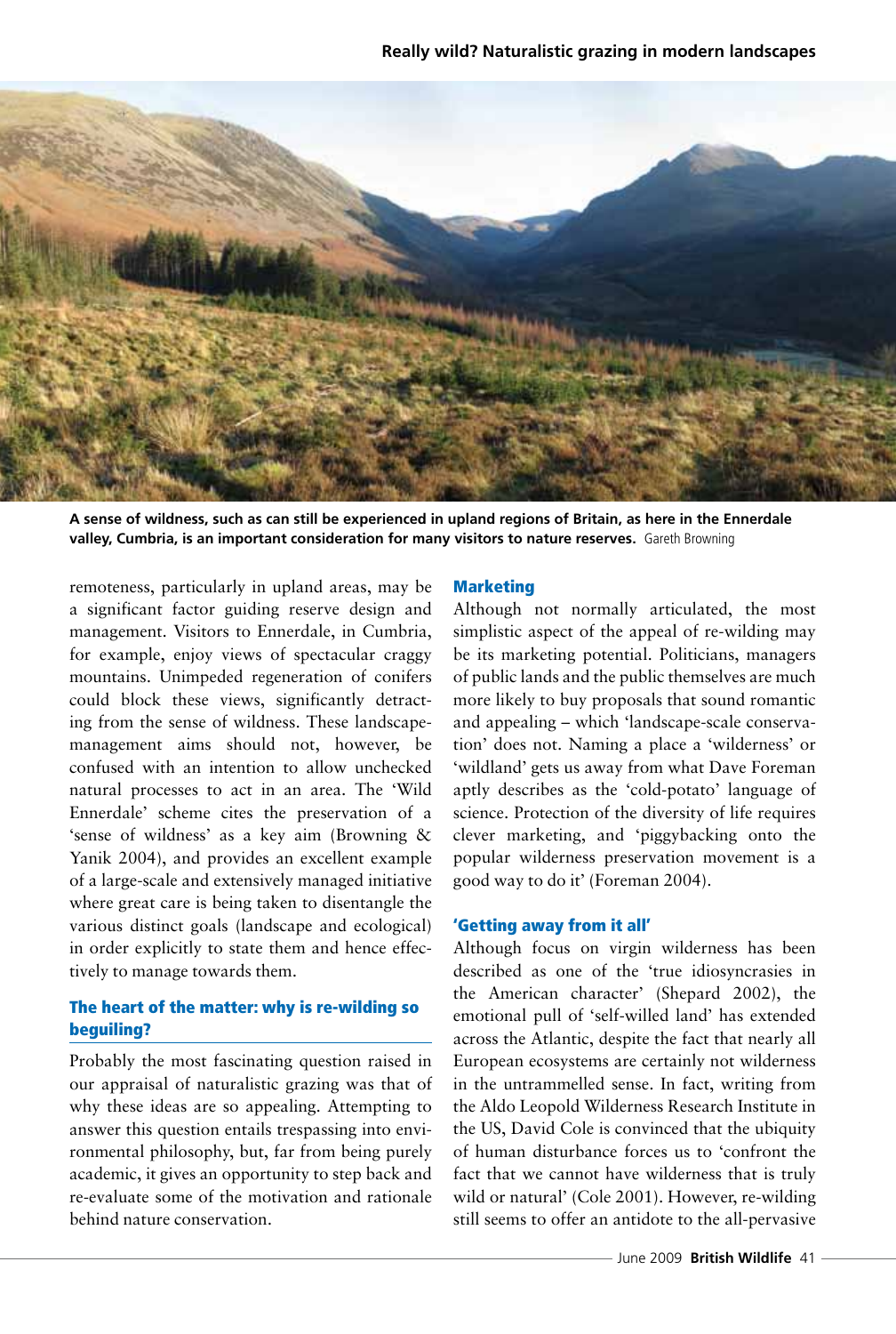A sense of wildness, such as can still be experienced in upland regions of Britain, as here in the Ennerdale valley, Cumbria, is an important consideration for many visitors to nature reserves. Gareth Browning

remoteness, particularly in upland areas, may be a significant factor guiding reserve design and management. Visitors to Ennerdale, in Cumbria, for example, enjoy views of spectacular craggy mountains. Unimpeded regeneration of conifers could block these views, significantly detracting from the sense of wildness. These landscape-management aims should not, however, be confused with an intention to allow unchecked natural processes to act in an area. The 'Wild Ennerdale' scheme cites the preservation of a 'sense of wildness' as a key aim (Browning & Yanik 2004), and provides an excellent example of a large-scale and extensively managed initiative where great care is being taken to disentangle the various distinct goals (landscape and ecological) in order explicitly to state them and hence effectively to manage towards them.

## The heart of the matter: why is re-wilding so beguiling?

Probably the most fascinating question raised in our appraisal of naturalistic grazing was that of why these ideas are so appealing. Attempting to answer this question entails trespassing into environmental philosophy, but, far from being purely academic, it gives an opportunity to step back and re-evaluate some of the motivation and rationale behind nature conservation.

### Marketing

Although not normally articulated, the most simplistic aspect of the appeal of re-wilding may be its marketing potential. Politicians, managers of public lands and the public themselves are much more likely to buy proposals that sound romantic and appealing – which 'landscape-scale conservation' does not. Naming a place a 'wilderness' or 'wildland' gets us away from what Dave Foreman aptly describes as the 'cold-potato' language of science. Protection of the diversity of life requires clever marketing, and 'piggybacking onto the popular wilderness preservation movement is a good way to do it' (Foreman 2004).

### 'Getting away from it all'

Although focus on virgin wilderness has been described as one of the 'true idiosyncrasies in the American character' (Shepard 2002), the emotional pull of 'self-willed land' has extended across the Atlantic, despite the fact that nearly all European ecosystems are certainly not wilderness in the untrammelled sense. In fact, writing from the Aldo Leopold Wilderness Research Institute in the US, David Cole is convinced that the ubiquity of human disturbance forces us to 'confront the fact that we cannot have wilderness that is truly wild or natural' (Cole 2001). However, re-wilding still seems to offer an antidote to the all-pervasive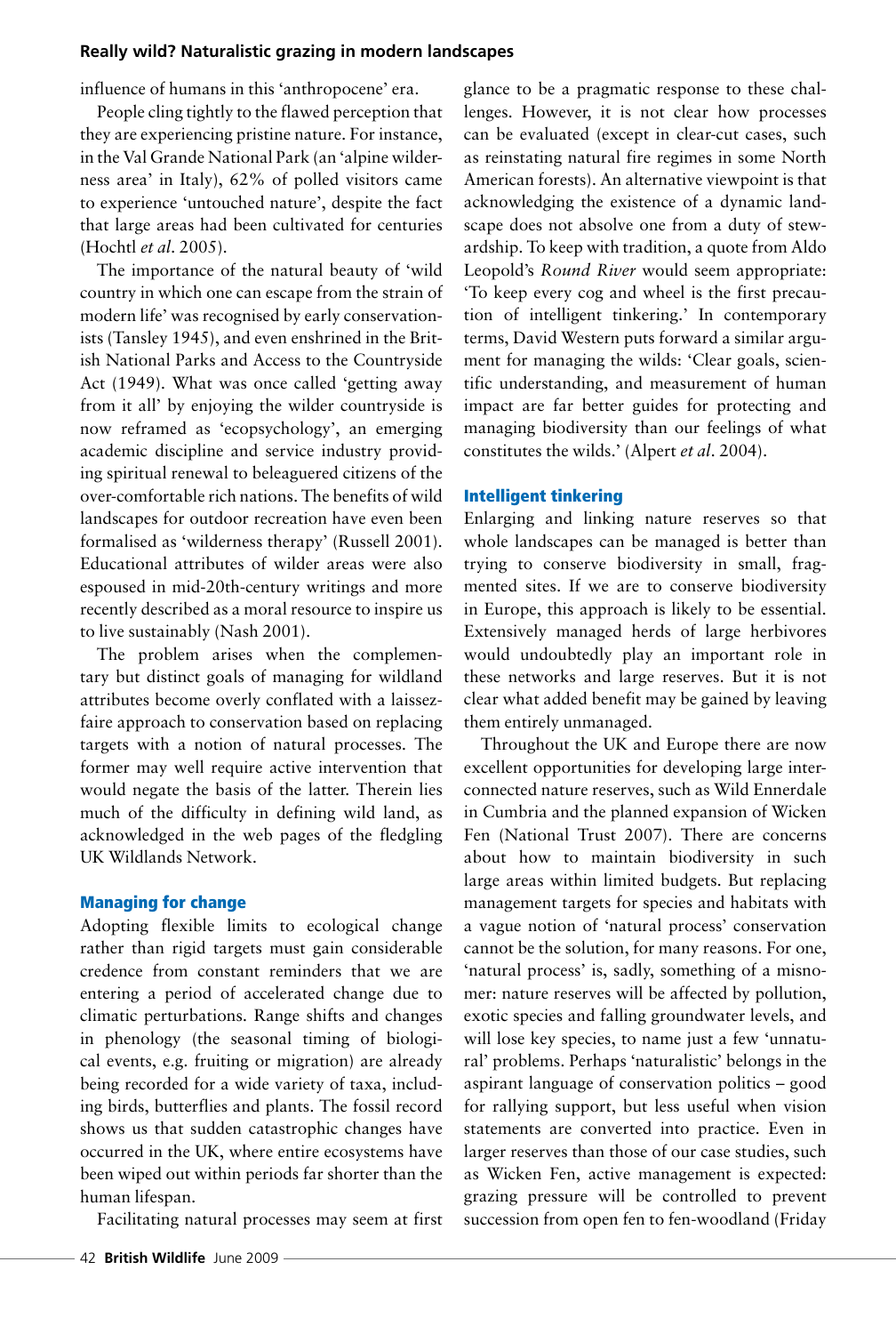influence of humans in this 'anthropocene' era.

People cling tightly to the flawed perception that they are experiencing pristine nature. For instance, in the Val Grande National Park (an 'alpine wilderness area' in Italy), 62% of polled visitors came to experience 'untouched nature', despite the fact that large areas had been cultivated for centuries (Hochtl *et al*. 2005).

The importance of the natural beauty of 'wild country in which one can escape from the strain of modern life' was recognised by early conservationists (Tansley 1945), and even enshrined in the British National Parks and Access to the Countryside Act (1949). What was once called 'getting away from it all' by enjoying the wilder countryside is now reframed as 'ecopsychology', an emerging academic discipline and service industry providing spiritual renewal to beleaguered citizens of the over-comfortable rich nations. The benefits of wild landscapes for outdoor recreation have even been formalised as 'wilderness therapy' (Russell 2001). Educational attributes of wilder areas were also espoused in mid-20th-century writings and more recently described as a moral resource to inspire us to live sustainably (Nash 2001).

The problem arises when the complementary but distinct goals of managing for wildland attributes become overly conflated with a laissez-faire approach to conservation based on replacing targets with a notion of natural processes. The former may well require active intervention that would negate the basis of the latter. Therein lies much of the difficulty in defining wild land, as acknowledged in the web pages of the fledgling UK Wildlands Network.

## Managing for change

Adopting flexible limits to ecological change rather than rigid targets must gain considerable credence from constant reminders that we are entering a period of accelerated change due to climatic perturbations. Range shifts and changes in phenology (the seasonal timing of biological events, e.g. fruiting or migration) are already being recorded for a wide variety of taxa, including birds, butterflies and plants. The fossil record shows us that sudden catastrophic changes have occurred in the UK, where entire ecosystems have been wiped out within periods far shorter than the human lifespan.

Facilitating natural processes may seem at first glance to be a pragmatic response to these challenges. However, it is not clear how processes can be evaluated (except in clear-cut cases, such as reinstating natural fire regimes in some North American forests). An alternative viewpoint is that acknowledging the existence of a dynamic landscape does not absolve one from a duty of stewardship. To keep with tradition, a quote from Aldo Leopold's *Round River* would seem appropriate: 'To keep every cog and wheel is the first precaution of intelligent tinkering.' In contemporary terms, David Western puts forward a similar argument for managing the wilds: 'Clear goals, scientific understanding, and measurement of human impact are far better guides for protecting and managing biodiversity than our feelings of what constitutes the wilds.' (Alpert *et al*. 2004).

## Intelligent tinkering

Enlarging and linking nature reserves so that whole landscapes can be managed is better than trying to conserve biodiversity in small, fragmented sites. If we are to conserve biodiversity in Europe, this approach is likely to be essential. Extensively managed herds of large herbivores would undoubtedly play an important role in these networks and large reserves. But it is not clear what added benefit may be gained by leaving them entirely unmanaged.

Throughout the UK and Europe there are now excellent opportunities for developing large interconnected nature reserves, such as Wild Ennerdale in Cumbria and the planned expansion of Wicken Fen (National Trust 2007). There are concerns about how to maintain biodiversity in such large areas within limited budgets. But replacing management targets for species and habitats with a vague notion of 'natural process' conservation cannot be the solution, for many reasons. For one, 'natural process' is, sadly, something of a misnomer: nature reserves will be affected by pollution, exotic species and falling groundwater levels, and will lose key species, to name just a few 'unnatural' problems. Perhaps 'naturalistic' belongs in the aspirant language of conservation politics – good for rallying support, but less useful when vision statements are converted into practice. Even in larger reserves than those of our case studies, such as Wicken Fen, active management is expected: grazing pressure will be controlled to prevent succession from open fen to fen-woodland (Friday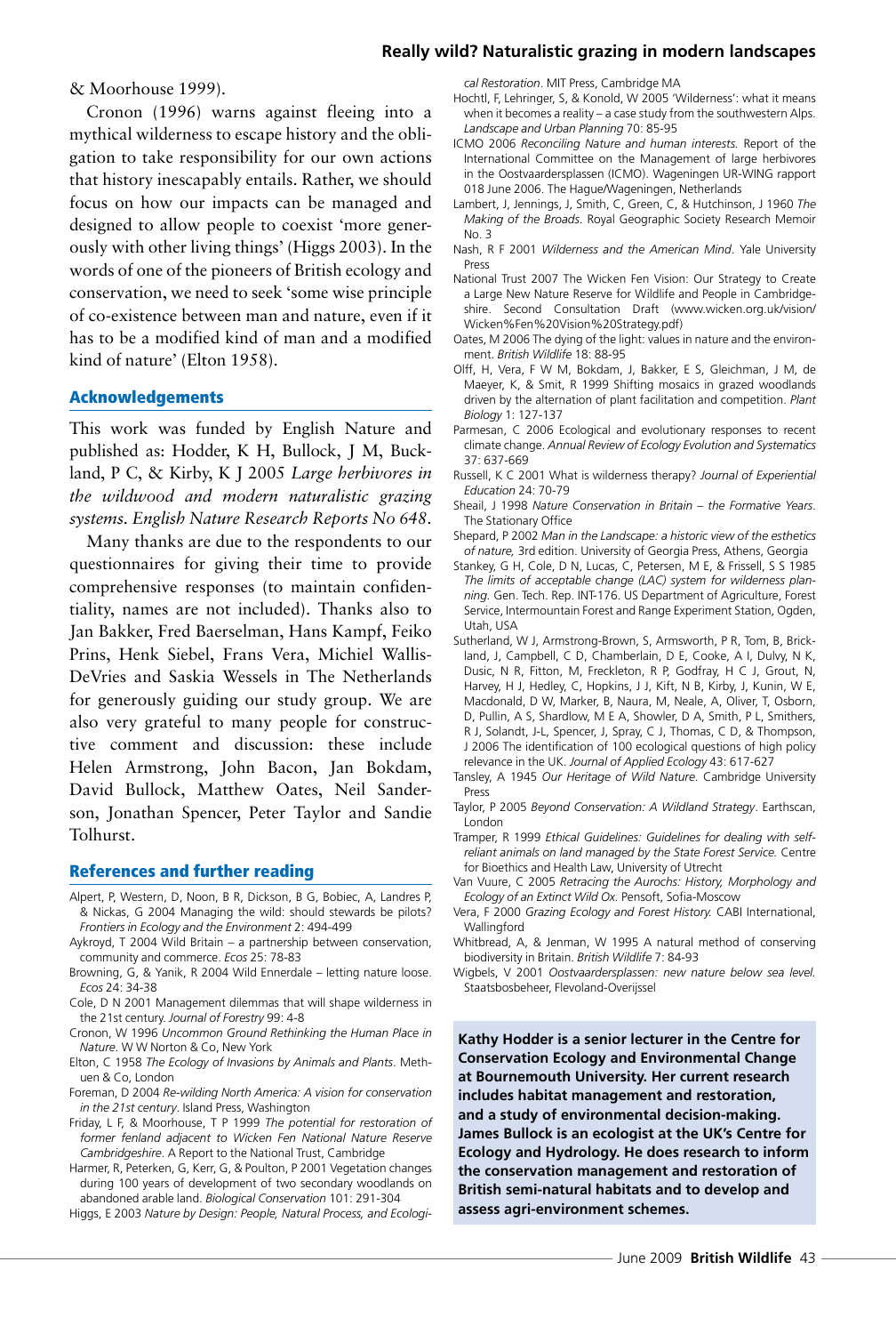& Moorhouse 1999).

Cronon (1996) warns against fleeing into a mythical wilderness to escape history and the obligation to take responsibility for our own actions that history inescapably entails. Rather, we should focus on how our impacts can be managed and designed to allow people to coexist 'more generously with other living things' (Higgs 2003). In the words of one of the pioneers of British ecology and conservation, we need to seek 'some wise principle of co-existence between man and nature, even if it has to be a modified kind of man and a modified kind of nature' (Elton 1958).

## Acknowledgements

This work was funded by English Nature and published as: Hodder, K H, Bullock, J M, Buckland, P C, & Kirby, K J 2005 *Large herbivores in the wildwood and modern naturalistic grazing systems. English Nature Research Reports No 648*.

Many thanks are due to the respondents to our questionnaires for giving their time to provide comprehensive responses (to maintain confidentiality, names are not included). Thanks also to Jan Bakker, Fred Baerselman, Hans Kampf, Feiko Prins, Henk Siebel, Frans Vera, Michiel Wallis-DeVries and Saskia Wessels in The Netherlands for generously guiding our study group. We are also very grateful to many people for constructive comment and discussion: these include Helen Armstrong, John Bacon, Jan Bokdam, David Bullock, Matthew Oates, Neil Sanderson, Jonathan Spencer, Peter Taylor and Sandie Tolhurst.

## References and further reading

Alpert, P, Western, D, Noon, B R, Dickson, B G, Bobiec, A, Landres P, & Nickas, G 2004 Managing the wild: should stewards be pilots? *Frontiers in Ecology and the Environment* 2: 494-499

Aykroyd, T 2004 Wild Britain – a partnership between conservation, community and commerce. *Ecos* 25: 78-83

Browning, G, & Yanik, R 2004 Wild Ennerdale – letting nature loose. *Ecos* 24: 34-38

Cole, D N 2001 Management dilemmas that will shape wilderness in the 21st century. *Journal of Forestry* 99: 4-8

Cronon, W 1996 *Uncommon Ground Rethinking the Human Place in Nature*. W W Norton & Co, New York

Elton, C 1958 *The Ecology of Invasions by Animals and Plants*. Methuen & Co, London

Foreman, D 2004 *Re-wilding North America: A vision for conservation in the 21st century*. Island Press, Washington

Friday, L F, & Moorhouse, T P 1999 *The potential for restoration of former fenland adjacent to Wicken Fen National Nature Reserve Cambridgeshire*. A Report to the National Trust, Cambridge

Harmer, R, Peterken, G, Kerr, G, & Poulton, P 2001 Vegetation changes during 100 years of development of two secondary woodlands on abandoned arable land. *Biological Conservation* 101: 291-304

Higgs, E 2003 *Nature by Design: People, Natural Process, and Ecological Restoration*. MIT Press, Cambridge MA

Hochtl, F, Lehringer, S, & Konold, W 2005 'Wilderness': what it means when it becomes a reality – a case study from the southwestern Alps. *Landscape and Urban Planning* 70: 85-95

ICMO 2006 *Reconciling Nature and human interests.* Report of the International Committee on the Management of large herbivores in the Oostvaardersplassen (ICMO). Wageningen UR-WING rapport 018 June 2006. The Hague/Wageningen, Netherlands

Lambert, J, Jennings, J, Smith, C, Green, C, & Hutchinson, J 1960 *The Making of the Broads*. Royal Geographic Society Research Memoir No. 3

Nash, R F 2001 *Wilderness and the American Mind*. Yale University Press

National Trust 2007 The Wicken Fen Vision: Our Strategy to Create a Large New Nature Reserve for Wildlife and People in Cambridgeshire. Second Consultation Draft (www.wicken.org.uk/vision/Wicken%Fen%20Vision%20Strategy.pdf)

Oates, M 2006 The dying of the light: values in nature and the environment. *British Wildlife* 18: 88-95

Olff, H, Vera, F W M, Bokdam, J, Bakker, E S, Gleichman, J M, de Maeyer, K, & Smit, R 1999 Shifting mosaics in grazed woodlands driven by the alternation of plant facilitation and competition. *Plant Biology* 1: 127-137

Parmesan, C 2006 Ecological and evolutionary responses to recent climate change. *Annual Review of Ecology Evolution and Systematics* 37: 637-669

Russell, K C 2001 What is wilderness therapy? *Journal of Experiential Education* 24: 70-79

Sheail, J 1998 *Nature Conservation in Britain – the Formative Years*. The Stationary Office

Shepard, P 2002 *Man in the Landscape: a historic view of the esthetics of nature,* 3rd edition. University of Georgia Press, Athens, Georgia

Stankey, G H, Cole, D N, Lucas, C, Petersen, M E, & Frissell, S S 1985 *The limits of acceptable change (LAC) system for wilderness planning.* Gen. Tech. Rep. INT-176. US Department of Agriculture, Forest Service, Intermountain Forest and Range Experiment Station, Ogden, Utah, USA

Sutherland, W J, Armstrong-Brown, S, Armsworth, P R, Tom, B, Brickland, J, Campbell, C D, Chamberlain, D E, Cooke, A I, Dulvy, N K, Dusic, N R, Fitton, M, Freckleton, R P, Godfray, H C J, Grout, N, Harvey, H J, Hedley, C, Hopkins, J J, Kift, N B, Kirby, J, Kunin, W E, Macdonald, D W, Marker, B, Naura, M, Neale, A, Oliver, T, Osborn, D, Pullin, A S, Shardlow, M E A, Showler, D A, Smith, P L, Smithers, R J, Solandt, J-L, Spencer, J, Spray, C J, Thomas, C D, & Thompson, J 2006 The identification of 100 ecological questions of high policy relevance in the UK. *Journal of Applied Ecology* 43: 617-627

Tansley, A 1945 *Our Heritage of Wild Nature*. Cambridge University Press

Taylor, P 2005 *Beyond Conservation: A Wildland Strategy*. Earthscan, London

Tramper, R 1999 *Ethical Guidelines: Guidelines for dealing with self-reliant animals on land managed by the State Forest Service.* Centre for Bioethics and Health Law, University of Utrecht

Van Vuure, C 2005 *Retracing the Aurochs: History, Morphology and Ecology of an Extinct Wild Ox.* Pensoft, Sofia-Moscow

Vera, F 2000 *Grazing Ecology and Forest History.* CABI International, Wallingford

Whitbread, A, & Jenman, W 1995 A natural method of conserving biodiversity in Britain. *British Wildlife* 7: 84-93

Wigbels, V 2001 *Oostvaardersplassen: new nature below sea level.* Staatsbosbeheer, Flevoland-Overijssel

**Kathy Hodder is a senior lecturer in the Centre for Conservation Ecology and Environmental Change at Bournemouth University. Her current research includes habitat management and restoration, and a study of environmental decision-making. James Bullock is an ecologist at the UK's Centre for Ecology and Hydrology. He does research to inform the conservation management and restoration of British semi-natural habitats and to develop and assess agri-environment schemes.**